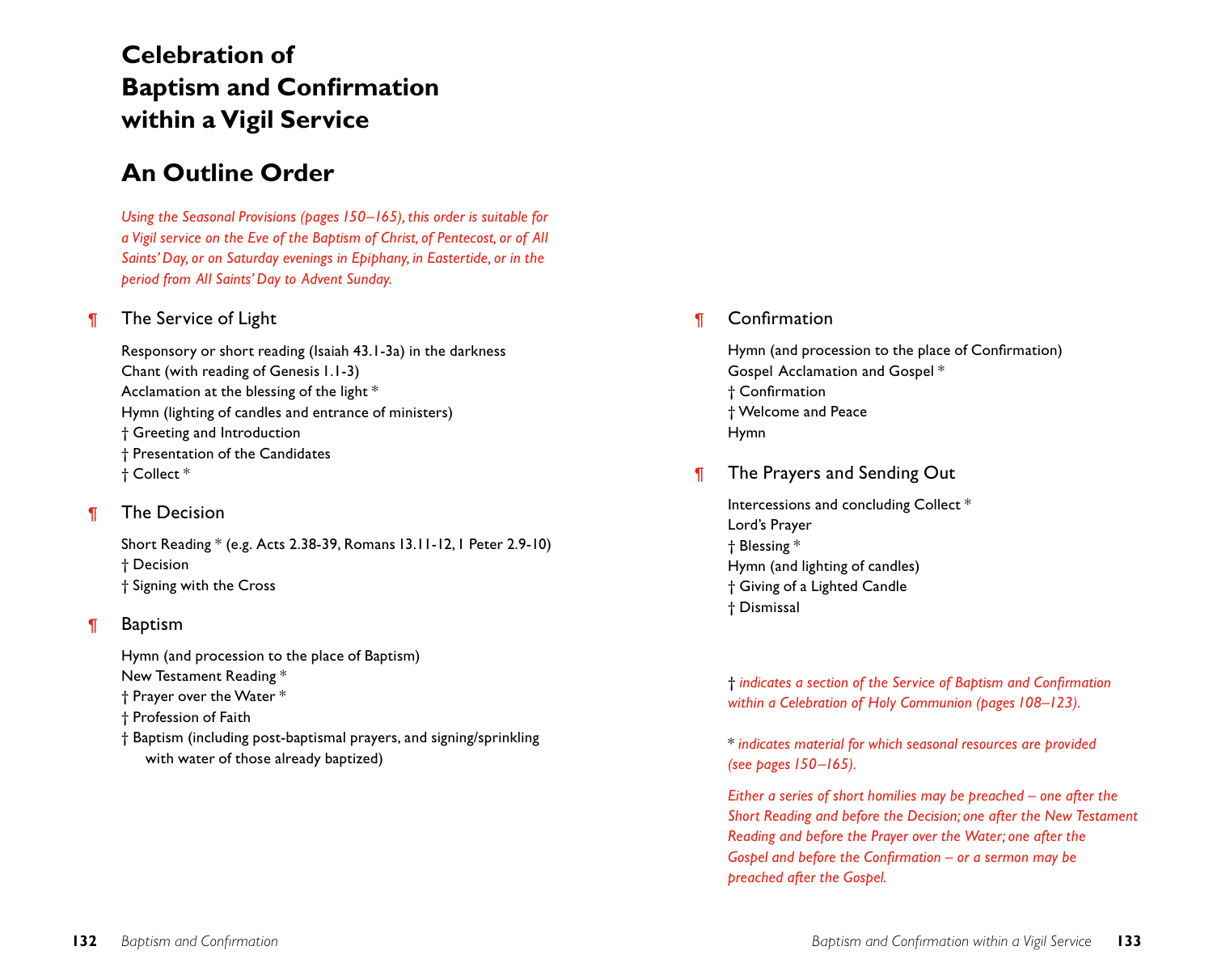# Celebration of Baptism and Confirmation within a Vigil Service

## An Outline Order

*Using the Seasonal Provisions (pages 150–165), this order is suitable for a Vigil service on the Eve of the Baptism of Christ, of Pentecost, or of All Saints' Day, or on Saturday evenings in Epiphany, in Eastertide, or in the period from All Saints' Day to Advent Sunday.*

### ¶ The Service of Light

Responsory or short reading (Isaiah 43.1-3a) in the darkness
Chant (with reading of Genesis 1.1-3)
Acclamation at the blessing of the light *
Hymn (lighting of candles and entrance of ministers)
† Greeting and Introduction
† Presentation of the Candidates
† Collect *

### ¶ The Decision

Short Reading * (e.g. Acts 2.38-39, Romans 13.11-12, 1 Peter 2.9-10)
† Decision
† Signing with the Cross

### ¶ Baptism

Hymn (and procession to the place of Baptism)
New Testament Reading *
† Prayer over the Water *
† Profession of Faith
† Baptism (including post-baptismal prayers, and signing/sprinkling with water of those already baptized)

### ¶ Confirmation

Hymn (and procession to the place of Confirmation)
Gospel Acclamation and Gospel *
† Confirmation
† Welcome and Peace
Hymn

### ¶ The Prayers and Sending Out

Intercessions and concluding Collect *
Lord's Prayer
† Blessing *
Hymn (and lighting of candles)
† Giving of a Lighted Candle
† Dismissal

† *indicates a section of the Service of Baptism and Confirmation within a Celebration of Holy Communion (pages 108–123).*

* *indicates material for which seasonal resources are provided (see pages 150–165).*

*Either a series of short homilies may be preached – one after the Short Reading and before the Decision; one after the New Testament Reading and before the Prayer over the Water; one after the Gospel and before the Confirmation – or a sermon may be preached after the Gospel.*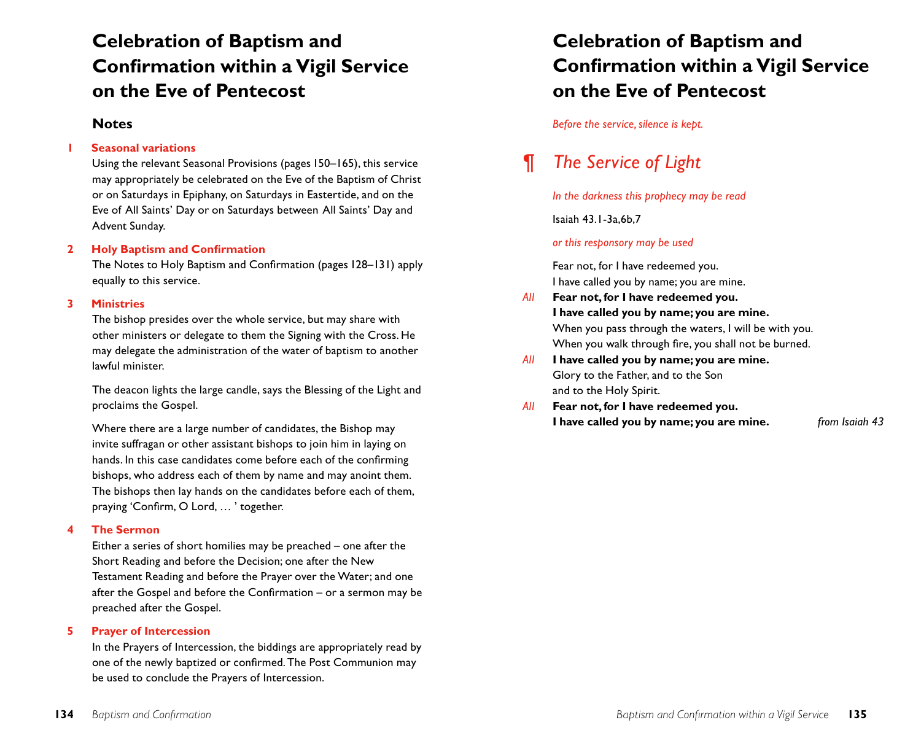# Celebration of Baptism and Confirmation within a Vigil Service on the Eve of Pentecost

## Notes

### 1 Seasonal variations

Using the relevant Seasonal Provisions (pages 150–165), this service may appropriately be celebrated on the Eve of the Baptism of Christ or on Saturdays in Epiphany, on Saturdays in Eastertide, and on the Eve of All Saints' Day or on Saturdays between All Saints' Day and Advent Sunday.

### 2 Holy Baptism and Confirmation

The Notes to Holy Baptism and Confirmation (pages 128–131) apply equally to this service.

### 3 Ministries

The bishop presides over the whole service, but may share with other ministers or delegate to them the Signing with the Cross. He may delegate the administration of the water of baptism to another lawful minister.

The deacon lights the large candle, says the Blessing of the Light and proclaims the Gospel.

Where there are a large number of candidates, the Bishop may invite suffragan or other assistant bishops to join him in laying on hands. In this case candidates come before each of the confirming bishops, who address each of them by name and may anoint them. The bishops then lay hands on the candidates before each of them, praying 'Confirm, O Lord, … ' together.

### 4 The Sermon

Either a series of short homilies may be preached – one after the Short Reading and before the Decision; one after the New Testament Reading and before the Prayer over the Water; and one after the Gospel and before the Confirmation – or a sermon may be preached after the Gospel.

### 5 Prayer of Intercession

In the Prayers of Intercession, the biddings are appropriately read by one of the newly baptized or confirmed. The Post Communion may be used to conclude the Prayers of Intercession.

# Celebration of Baptism and Confirmation within a Vigil Service on the Eve of Pentecost

*Before the service, silence is kept.*

## ¶ *The Service of Light*

*In the darkness this prophecy may be read*

Isaiah 43.1-3a,6b,7

*or this responsory may be used*

Fear not, for I have redeemed you.
I have called you by name; you are mine.

*All* **Fear not, for I have redeemed you.**
**I have called you by name; you are mine.**

When you pass through the waters, I will be with you.
When you walk through fire, you shall not be burned.

*All* **I have called you by name; you are mine.**

Glory to the Father, and to the Son
and to the Holy Spirit.

*All* **Fear not, for I have redeemed you.**
**I have called you by name; you are mine.**

*from Isaiah 43*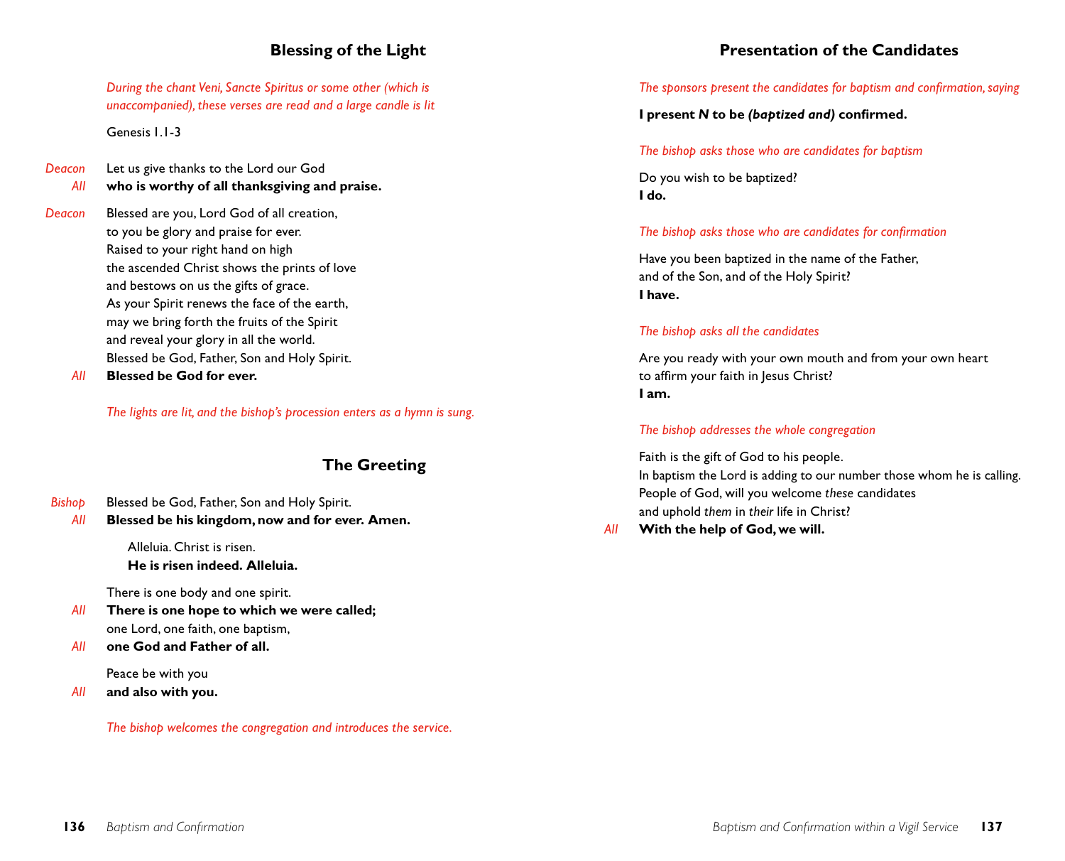## Blessing of the Light

*During the chant Veni, Sancte Spiritus or some other (which is unaccompanied), these verses are read and a large candle is lit*

Genesis 1.1-3

*Deacon* Let us give thanks to the Lord our God
*All* **who is worthy of all thanksgiving and praise.**

*Deacon* Blessed are you, Lord God of all creation,
to you be glory and praise for ever.
Raised to your right hand on high
the ascended Christ shows the prints of love
and bestows on us the gifts of grace.
As your Spirit renews the face of the earth,
may we bring forth the fruits of the Spirit
and reveal your glory in all the world.
Blessed be God, Father, Son and Holy Spirit.
*All* **Blessed be God for ever.**

*The lights are lit, and the bishop's procession enters as a hymn is sung.*

## The Greeting

*Bishop* Blessed be God, Father, Son and Holy Spirit.
*All* **Blessed be his kingdom, now and for ever. Amen.**

Alleluia. Christ is risen.
**He is risen indeed. Alleluia.**

There is one body and one spirit.
*All* **There is one hope to which we were called;**
one Lord, one faith, one baptism,
*All* **one God and Father of all.**

Peace be with you
*All* **and also with you.**

*The bishop welcomes the congregation and introduces the service.*

## Presentation of the Candidates

*The sponsors present the candidates for baptism and confirmation, saying*

**I present *N* to be *(baptized and)* confirmed.**

*The bishop asks those who are candidates for baptism*

Do you wish to be baptized?
**I do.**

*The bishop asks those who are candidates for confirmation*

Have you been baptized in the name of the Father,
and of the Son, and of the Holy Spirit?
**I have.**

*The bishop asks all the candidates*

Are you ready with your own mouth and from your own heart
to affirm your faith in Jesus Christ?
**I am.**

*The bishop addresses the whole congregation*

Faith is the gift of God to his people.
In baptism the Lord is adding to our number those whom he is calling.
People of God, will you welcome *these* candidates
and uphold *them* in *their* life in Christ?
*All* **With the help of God, we will.**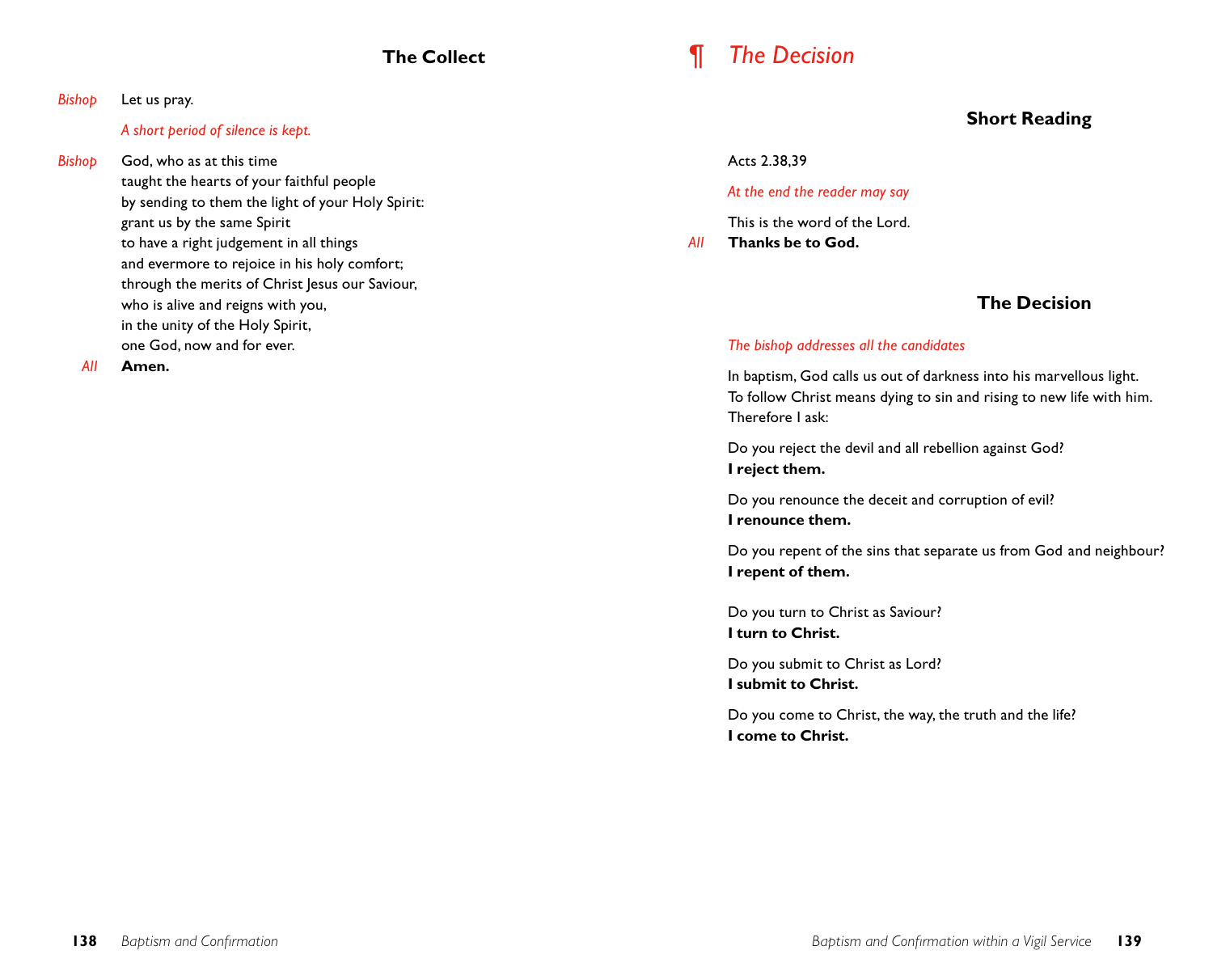## The Collect

*Bishop* Let us pray.

*A short period of silence is kept.*

*Bishop* God, who as at this time
taught the hearts of your faithful people
by sending to them the light of your Holy Spirit:
grant us by the same Spirit
to have a right judgement in all things
and evermore to rejoice in his holy comfort;
through the merits of Christ Jesus our Saviour,
who is alive and reigns with you,
in the unity of the Holy Spirit,
one God, now and for ever.

*All* **Amen.**

# ¶ *The Decision*

## Short Reading

Acts 2.38,39

*At the end the reader may say*

This is the word of the Lord.

*All* **Thanks be to God.**

## The Decision

*The bishop addresses all the candidates*

In baptism, God calls us out of darkness into his marvellous light.
To follow Christ means dying to sin and rising to new life with him.
Therefore I ask:

Do you reject the devil and all rebellion against God?
**I reject them.**

Do you renounce the deceit and corruption of evil?
**I renounce them.**

Do you repent of the sins that separate us from God and neighbour?
**I repent of them.**

Do you turn to Christ as Saviour?
**I turn to Christ.**

Do you submit to Christ as Lord?
**I submit to Christ.**

Do you come to Christ, the way, the truth and the life?
**I come to Christ.**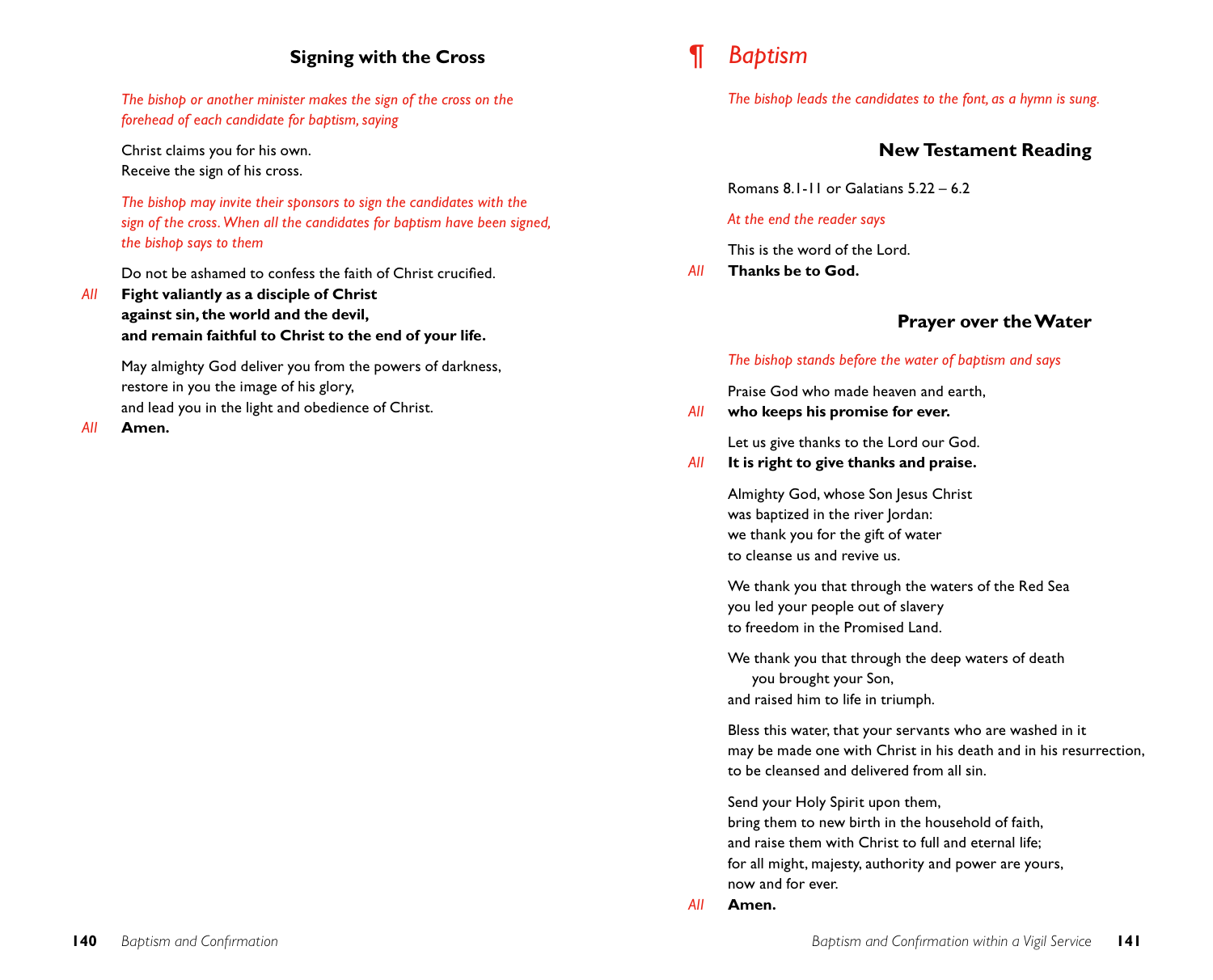### Signing with the Cross

*The bishop or another minister makes the sign of the cross on the forehead of each candidate for baptism, saying*

Christ claims you for his own.
Receive the sign of his cross.

*The bishop may invite their sponsors to sign the candidates with the sign of the cross. When all the candidates for baptism have been signed, the bishop says to them*

Do not be ashamed to confess the faith of Christ crucified.

*All* **Fight valiantly as a disciple of Christ
against sin, the world and the devil,
and remain faithful to Christ to the end of your life.**

May almighty God deliver you from the powers of darkness,
restore in you the image of his glory,
and lead you in the light and obedience of Christ.

*All* **Amen.**

## ¶ *Baptism*

*The bishop leads the candidates to the font, as a hymn is sung.*

### New Testament Reading

Romans 8.1-11 or Galatians 5.22 – 6.2

*At the end the reader says*

This is the word of the Lord.

*All* **Thanks be to God.**

### Prayer over the Water

*The bishop stands before the water of baptism and says*

Praise God who made heaven and earth,

*All* **who keeps his promise for ever.**

Let us give thanks to the Lord our God.

*All* **It is right to give thanks and praise.**

Almighty God, whose Son Jesus Christ
was baptized in the river Jordan:
we thank you for the gift of water
to cleanse us and revive us.

We thank you that through the waters of the Red Sea
you led your people out of slavery
to freedom in the Promised Land.

We thank you that through the deep waters of death
you brought your Son,
and raised him to life in triumph.

Bless this water, that your servants who are washed in it
may be made one with Christ in his death and in his resurrection,
to be cleansed and delivered from all sin.

Send your Holy Spirit upon them,
bring them to new birth in the household of faith,
and raise them with Christ to full and eternal life;
for all might, majesty, authority and power are yours,
now and for ever.

*All* **Amen.**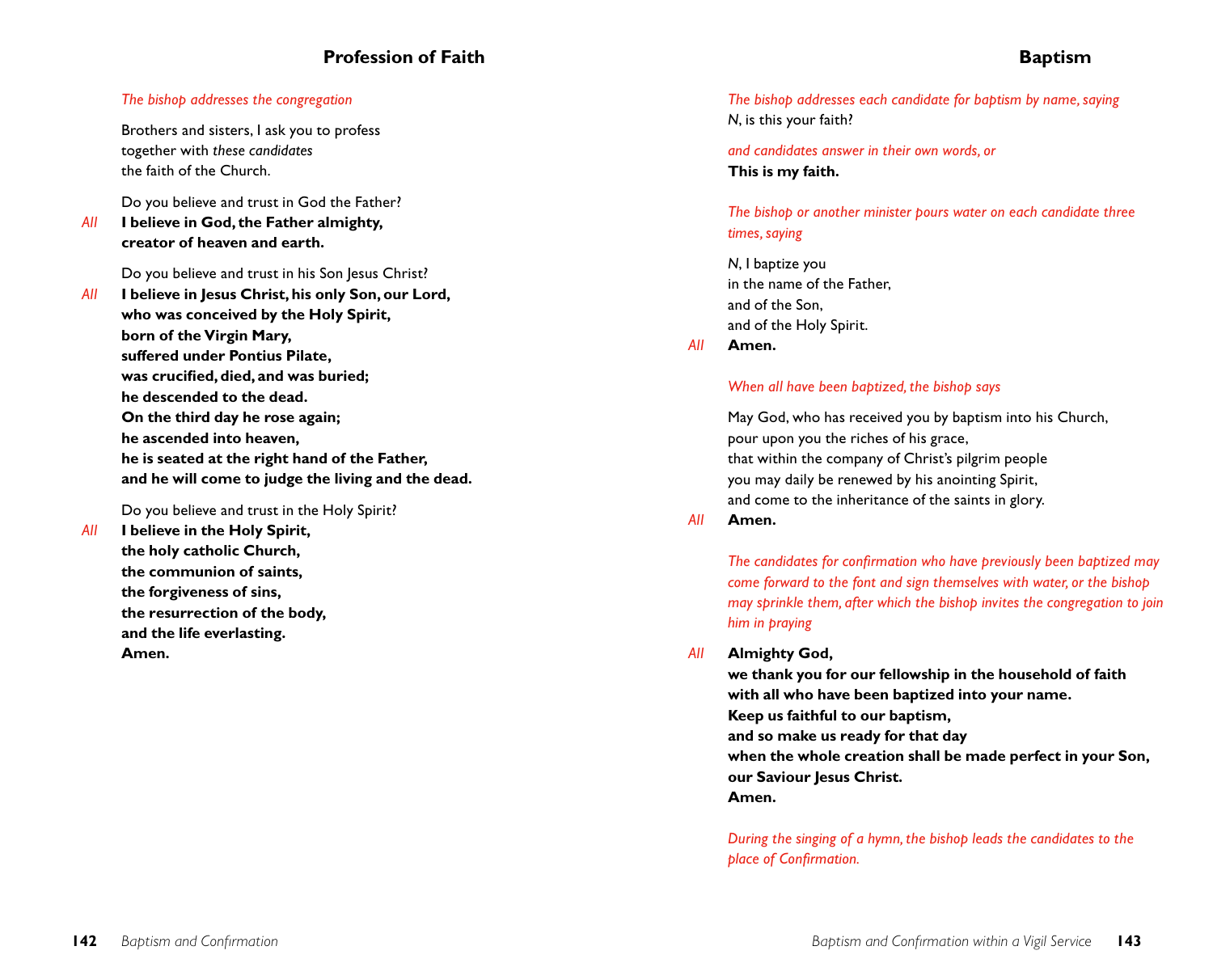## Profession of Faith

*The bishop addresses the congregation*

Brothers and sisters, I ask you to profess
together with *these candidates*
the faith of the Church.

Do you believe and trust in God the Father?

*All* **I believe in God, the Father almighty,**
**creator of heaven and earth.**

Do you believe and trust in his Son Jesus Christ?

*All* **I believe in Jesus Christ, his only Son, our Lord,**
**who was conceived by the Holy Spirit,**
**born of the Virgin Mary,**
**suffered under Pontius Pilate,**
**was crucified, died, and was buried;**
**he descended to the dead.**
**On the third day he rose again;**
**he ascended into heaven,**
**he is seated at the right hand of the Father,**
**and he will come to judge the living and the dead.**

Do you believe and trust in the Holy Spirit?

*All* **I believe in the Holy Spirit,**
**the holy catholic Church,**
**the communion of saints,**
**the forgiveness of sins,**
**the resurrection of the body,**
**and the life everlasting.**
**Amen.**

## Baptism

*The bishop addresses each candidate for baptism by name, saying*
*N*, is this your faith?

*and candidates answer in their own words, or*
**This is my faith.**

*The bishop or another minister pours water on each candidate three times, saying*

*N*, I baptize you
in the name of the Father,
and of the Son,
and of the Holy Spirit.

*All* **Amen.**

*When all have been baptized, the bishop says*

May God, who has received you by baptism into his Church,
pour upon you the riches of his grace,
that within the company of Christ's pilgrim people
you may daily be renewed by his anointing Spirit,
and come to the inheritance of the saints in glory.

*All* **Amen.**

*The candidates for confirmation who have previously been baptized may come forward to the font and sign themselves with water, or the bishop may sprinkle them, after which the bishop invites the congregation to join him in praying*

*All* **Almighty God,**
**we thank you for our fellowship in the household of faith**
**with all who have been baptized into your name.**
**Keep us faithful to our baptism,**
**and so make us ready for that day**
**when the whole creation shall be made perfect in your Son,**
**our Saviour Jesus Christ.**
**Amen.**

*During the singing of a hymn, the bishop leads the candidates to the place of Confirmation.*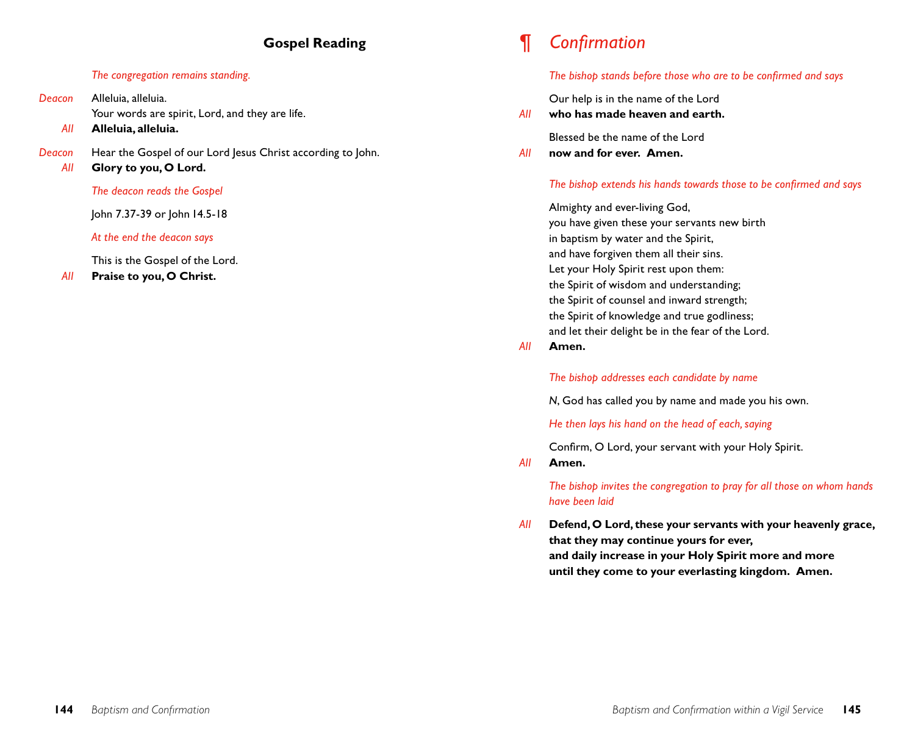## Gospel Reading

*The congregation remains standing.*

*Deacon* Alleluia, alleluia.
Your words are spirit, Lord, and they are life.

*All* **Alleluia, alleluia.**

*Deacon* Hear the Gospel of our Lord Jesus Christ according to John.

*All* **Glory to you, O Lord.**

*The deacon reads the Gospel*

John 7.37-39 or John 14.5-18

*At the end the deacon says*

This is the Gospel of the Lord.

*All* **Praise to you, O Christ.**

# ¶ *Confirmation*

*The bishop stands before those who are to be confirmed and says*

Our help is in the name of the Lord

*All* **who has made heaven and earth.**

Blessed be the name of the Lord

*All* **now and for ever. Amen.**

*The bishop extends his hands towards those to be confirmed and says*

Almighty and ever-living God,
you have given these your servants new birth
in baptism by water and the Spirit,
and have forgiven them all their sins.
Let your Holy Spirit rest upon them:
the Spirit of wisdom and understanding;
the Spirit of counsel and inward strength;
the Spirit of knowledge and true godliness;
and let their delight be in the fear of the Lord.

*All* **Amen.**

*The bishop addresses each candidate by name*

*N*, God has called you by name and made you his own.

*He then lays his hand on the head of each, saying*

Confirm, O Lord, your servant with your Holy Spirit.

*All* **Amen.**

*The bishop invites the congregation to pray for all those on whom hands have been laid*

*All* **Defend, O Lord, these your servants with your heavenly grace,
that they may continue yours for ever,
and daily increase in your Holy Spirit more and more
until they come to your everlasting kingdom. Amen.**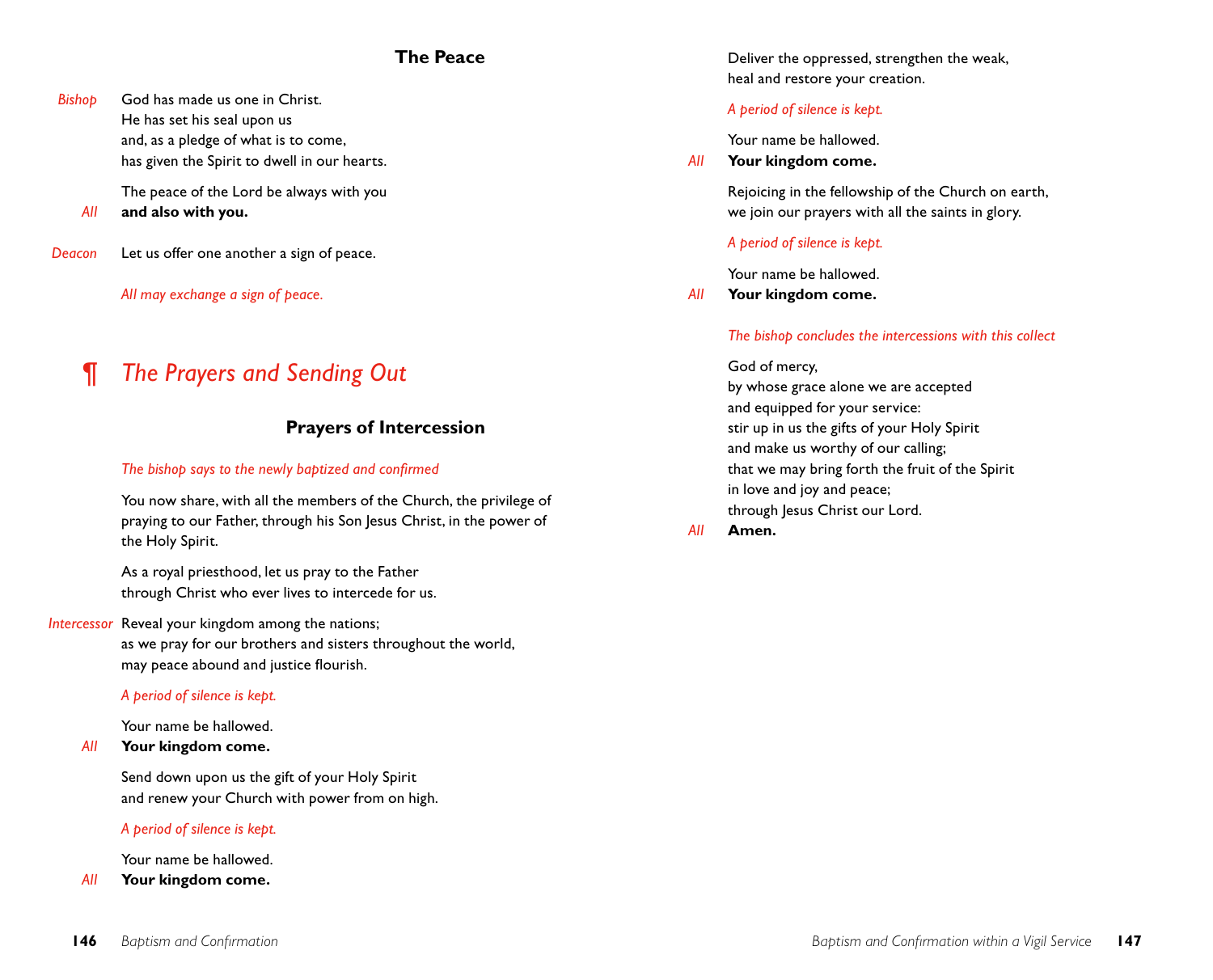### The Peace

*Bishop* God has made us one in Christ.
He has set his seal upon us
and, as a pledge of what is to come,
has given the Spirit to dwell in our hearts.

The peace of the Lord be always with you

*All* **and also with you.**

*Deacon* Let us offer one another a sign of peace.

*All may exchange a sign of peace.*

## ¶ *The Prayers and Sending Out*

### Prayers of Intercession

*The bishop says to the newly baptized and confirmed*

You now share, with all the members of the Church, the privilege of praying to our Father, through his Son Jesus Christ, in the power of the Holy Spirit.

As a royal priesthood, let us pray to the Father
through Christ who ever lives to intercede for us.

*Intercessor* Reveal your kingdom among the nations;
as we pray for our brothers and sisters throughout the world,
may peace abound and justice flourish.

*A period of silence is kept.*

Your name be hallowed.

*All* **Your kingdom come.**

Send down upon us the gift of your Holy Spirit
and renew your Church with power from on high.

*A period of silence is kept.*

Your name be hallowed.

*All* **Your kingdom come.**

Deliver the oppressed, strengthen the weak,
heal and restore your creation.

*A period of silence is kept.*

Your name be hallowed.

*All* **Your kingdom come.**

Rejoicing in the fellowship of the Church on earth,
we join our prayers with all the saints in glory.

*A period of silence is kept.*

Your name be hallowed.

*All* **Your kingdom come.**

*The bishop concludes the intercessions with this collect*

God of mercy,
by whose grace alone we are accepted
and equipped for your service:
stir up in us the gifts of your Holy Spirit
and make us worthy of our calling;
that we may bring forth the fruit of the Spirit
in love and joy and peace;
through Jesus Christ our Lord.

*All* **Amen.**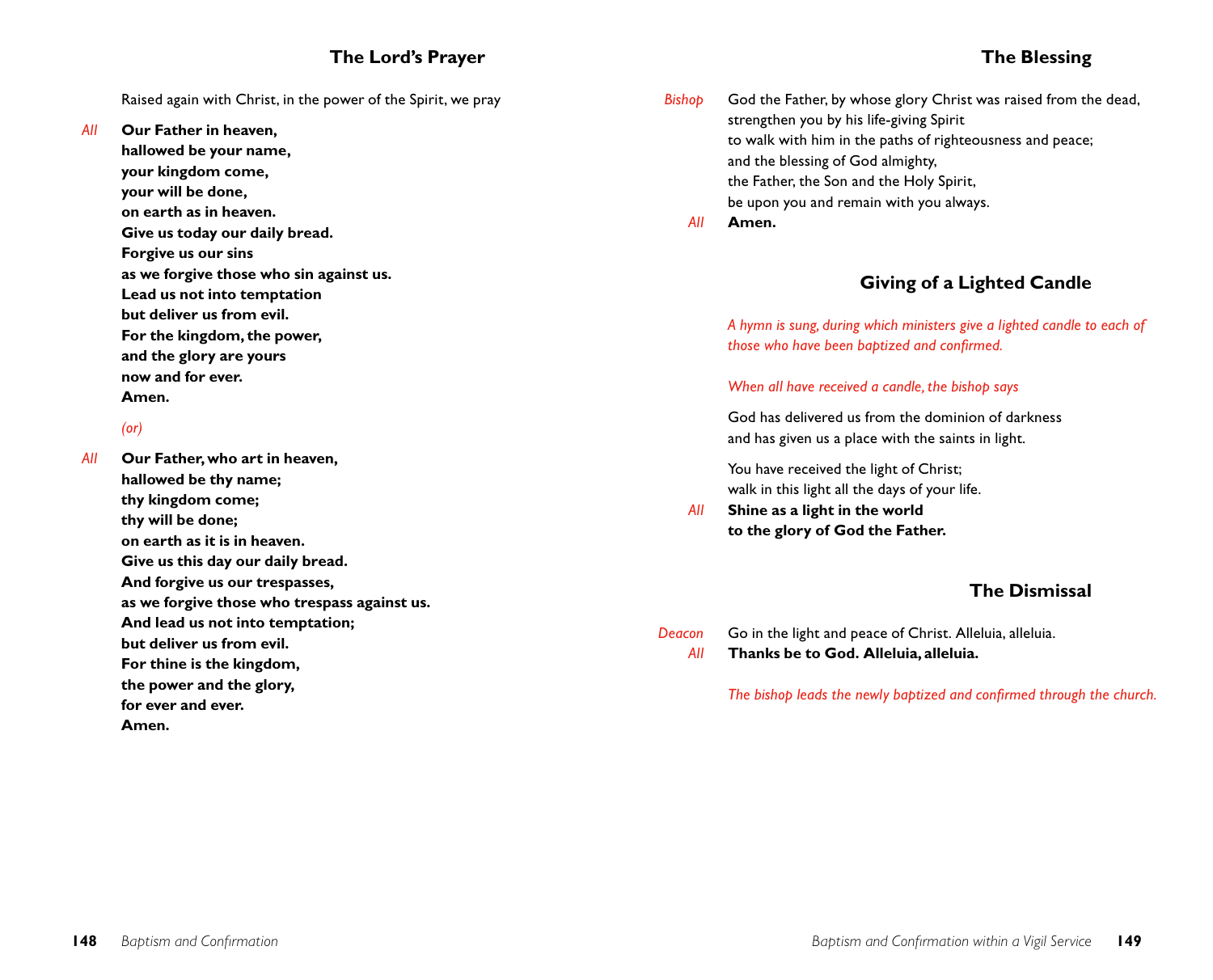## The Lord's Prayer

Raised again with Christ, in the power of the Spirit, we pray

*All* **Our Father in heaven,**
**hallowed be your name,**
**your kingdom come,**
**your will be done,**
**on earth as in heaven.**
**Give us today our daily bread.**
**Forgive us our sins**
**as we forgive those who sin against us.**
**Lead us not into temptation**
**but deliver us from evil.**
**For the kingdom, the power,**
**and the glory are yours**
**now and for ever.**
**Amen.**

*(or)*

*All* **Our Father, who art in heaven,**
**hallowed be thy name;**
**thy kingdom come;**
**thy will be done;**
**on earth as it is in heaven.**
**Give us this day our daily bread.**
**And forgive us our trespasses,**
**as we forgive those who trespass against us.**
**And lead us not into temptation;**
**but deliver us from evil.**
**For thine is the kingdom,**
**the power and the glory,**
**for ever and ever.**
**Amen.**

## The Blessing

*Bishop* God the Father, by whose glory Christ was raised from the dead,
strengthen you by his life-giving Spirit
to walk with him in the paths of righteousness and peace;
and the blessing of God almighty,
the Father, the Son and the Holy Spirit,
be upon you and remain with you always.

*All* **Amen.**

## Giving of a Lighted Candle

*A hymn is sung, during which ministers give a lighted candle to each of those who have been baptized and confirmed.*

*When all have received a candle, the bishop says*

God has delivered us from the dominion of darkness
and has given us a place with the saints in light.

You have received the light of Christ;
walk in this light all the days of your life.

*All* **Shine as a light in the world**
**to the glory of God the Father.**

## The Dismissal

*Deacon* Go in the light and peace of Christ. Alleluia, alleluia.

*All* **Thanks be to God. Alleluia, alleluia.**

*The bishop leads the newly baptized and confirmed through the church.*